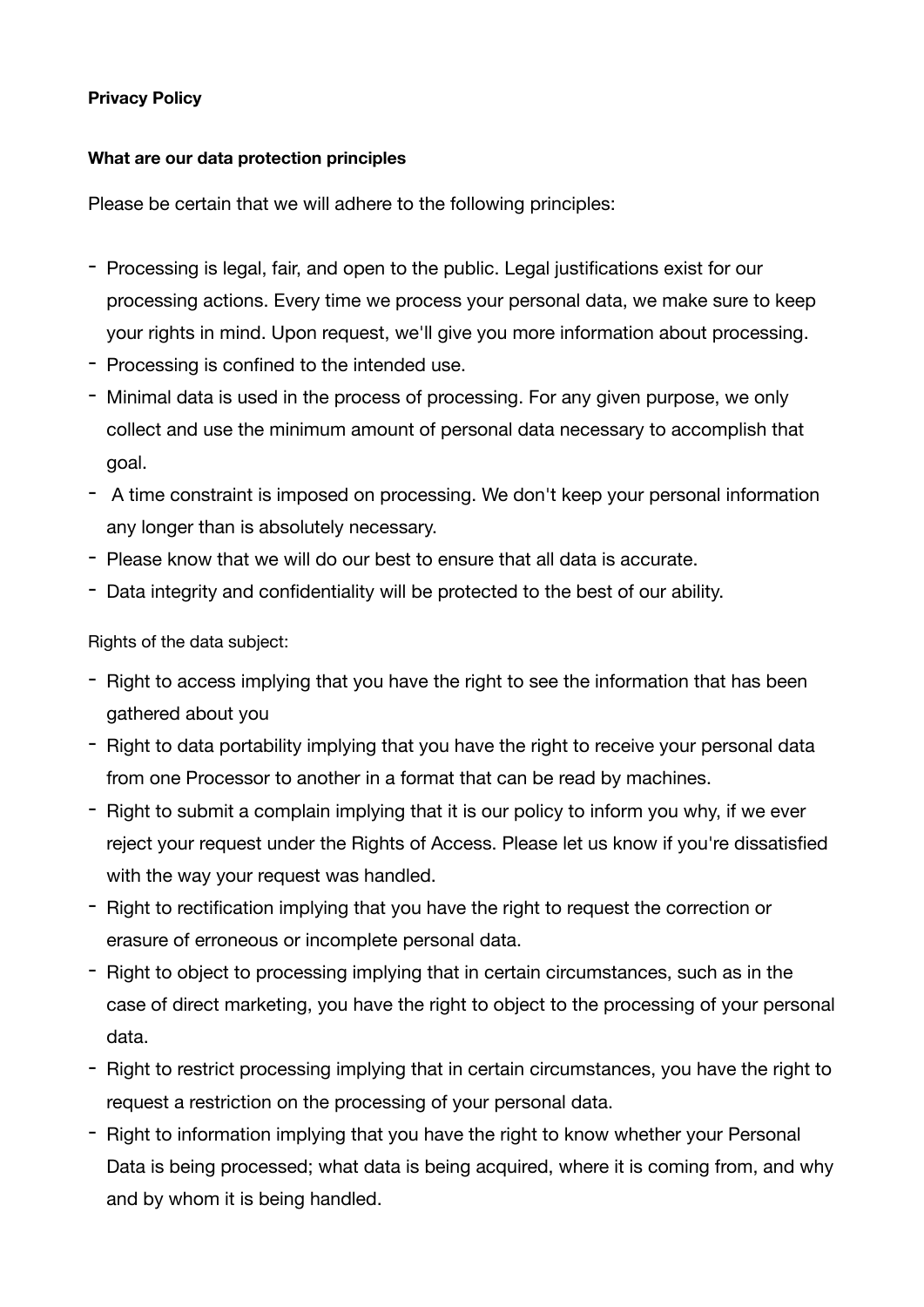**Privacy Policy**

**What are our data protection principles**

Please be certain that we will adhere to the following principles:

- Processing is legal, fair, and open to the public. Legal justifications exist for our processing actions. Every time we process your personal data, we make sure to keep your rights in mind. Upon request, we'll give you more information about processing.
- Processing is confined to the intended use.
- Minimal data is used in the process of processing. For any given purpose, we only collect and use the minimum amount of personal data necessary to accomplish that goal.
- A time constraint is imposed on processing. We don't keep your personal information any longer than is absolutely necessary.
- Please know that we will do our best to ensure that all data is accurate.
- Data integrity and confidentiality will be protected to the best of our ability.

Rights of the data subject:

- Right to access implying that you have the right to see the information that has been gathered about you
- Right to data portability implying that you have the right to receive your personal data from one Processor to another in a format that can be read by machines.
- Right to submit a complain implying that it is our policy to inform you why, if we ever reject your request under the Rights of Access. Please let us know if you're dissatisfied with the way your request was handled.
- Right to rectification implying that you have the right to request the correction or erasure of erroneous or incomplete personal data.
- Right to object to processing implying that in certain circumstances, such as in the case of direct marketing, you have the right to object to the processing of your personal data.
- Right to restrict processing implying that in certain circumstances, you have the right to request a restriction on the processing of your personal data.
- Right to information implying that you have the right to know whether your Personal Data is being processed; what data is being acquired, where it is coming from, and why and by whom it is being handled.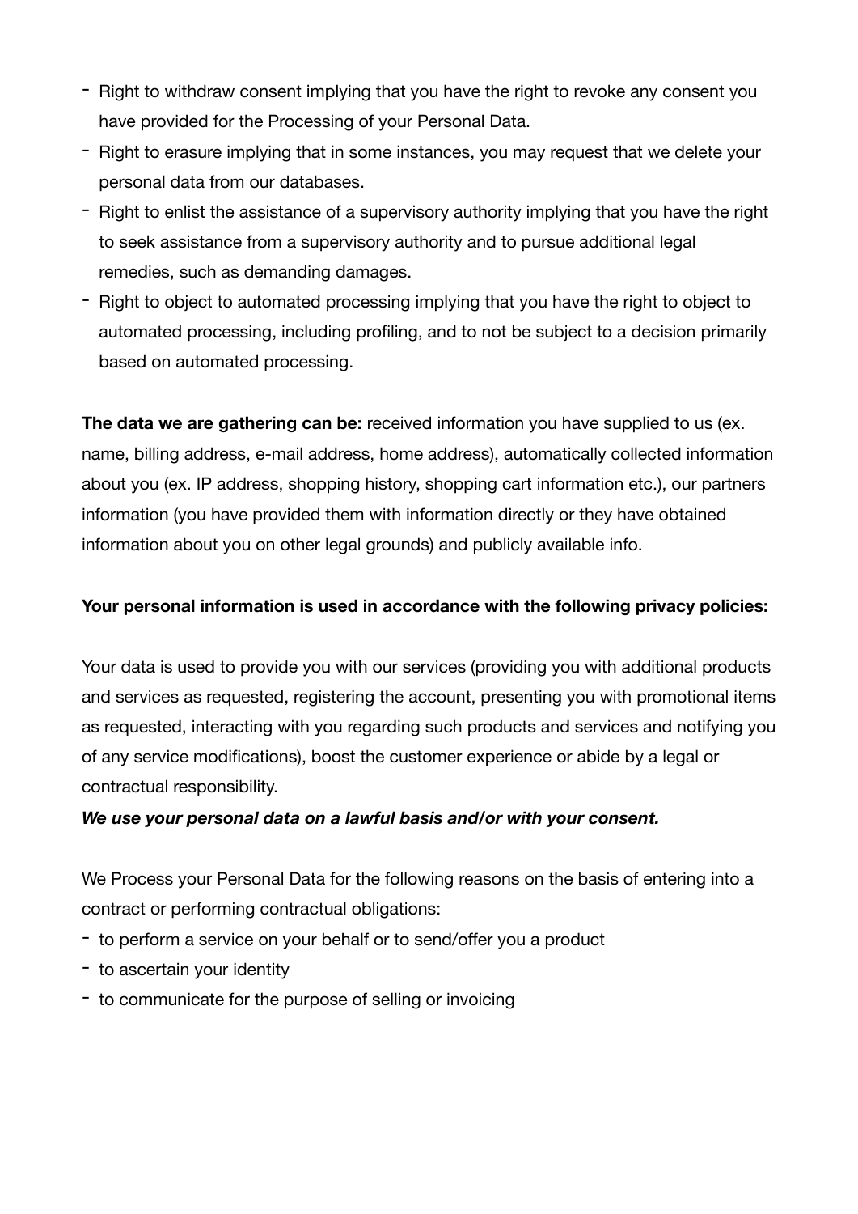- Right to withdraw consent implying that you have the right to revoke any consent you have provided for the Processing of your Personal Data.
- Right to erasure implying that in some instances, you may request that we delete your personal data from our databases.
- Right to enlist the assistance of a supervisory authority implying that you have the right to seek assistance from a supervisory authority and to pursue additional legal remedies, such as demanding damages.
- Right to object to automated processing implying that you have the right to object to automated processing, including profiling, and to not be subject to a decision primarily based on automated processing.

**The data we are gathering can be:** received information you have supplied to us (ex. name, billing address, e-mail address, home address), automatically collected information about you (ex. IP address, shopping history, shopping cart information etc.), our partners information (you have provided them with information directly or they have obtained information about you on other legal grounds) and publicly available info.

**Your personal information is used in accordance with the following privacy policies:**

Your data is used to provide you with our services (providing you with additional products and services as requested, registering the account, presenting you with promotional items as requested, interacting with you regarding such products and services and notifying you of any service modifications), boost the customer experience or abide by a legal or contractual responsibility.

***We use your personal data on a lawful basis and/or with your consent.***

We Process your Personal Data for the following reasons on the basis of entering into a contract or performing contractual obligations:

- to perform a service on your behalf or to send/offer you a product
- to ascertain your identity
- to communicate for the purpose of selling or invoicing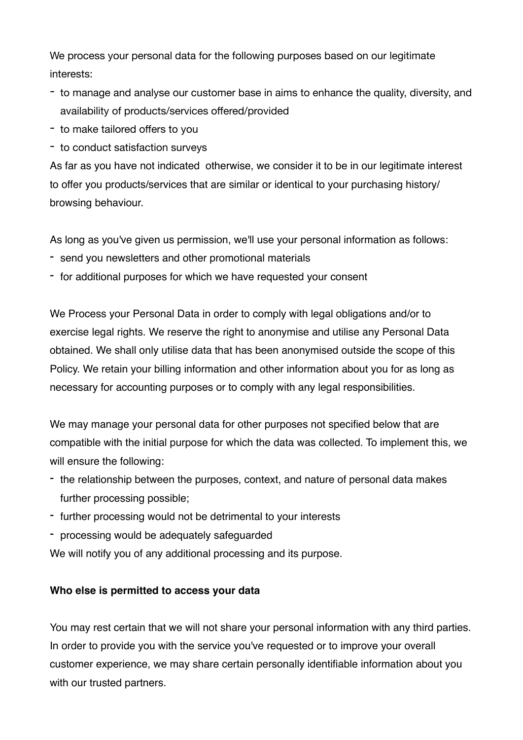We process your personal data for the following purposes based on our legitimate interests:

- to manage and analyse our customer base in aims to enhance the quality, diversity, and availability of products/services offered/provided
- to make tailored offers to you
- to conduct satisfaction surveys

As far as you have not indicated otherwise, we consider it to be in our legitimate interest to offer you products/services that are similar or identical to your purchasing history/ browsing behaviour.

As long as you've given us permission, we'll use your personal information as follows:

- send you newsletters and other promotional materials
- for additional purposes for which we have requested your consent

We Process your Personal Data in order to comply with legal obligations and/or to exercise legal rights. We reserve the right to anonymise and utilise any Personal Data obtained. We shall only utilise data that has been anonymised outside the scope of this Policy. We retain your billing information and other information about you for as long as necessary for accounting purposes or to comply with any legal responsibilities.

We may manage your personal data for other purposes not specified below that are compatible with the initial purpose for which the data was collected. To implement this, we will ensure the following:

- the relationship between the purposes, context, and nature of personal data makes further processing possible;
- further processing would not be detrimental to your interests
- processing would be adequately safeguarded

We will notify you of any additional processing and its purpose.

**Who else is permitted to access your data**

You may rest certain that we will not share your personal information with any third parties. In order to provide you with the service you've requested or to improve your overall customer experience, we may share certain personally identifiable information about you with our trusted partners.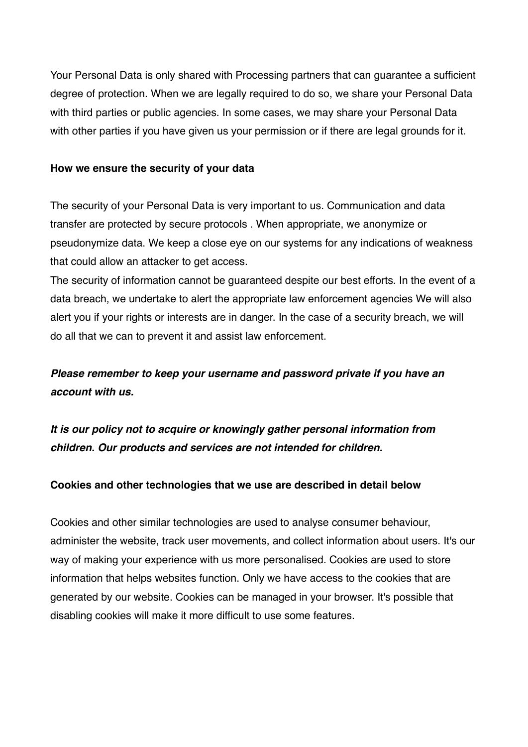Your Personal Data is only shared with Processing partners that can guarantee a sufficient degree of protection. When we are legally required to do so, we share your Personal Data with third parties or public agencies. In some cases, we may share your Personal Data with other parties if you have given us your permission or if there are legal grounds for it.

**How we ensure the security of your data**

The security of your Personal Data is very important to us. Communication and data transfer are protected by secure protocols . When appropriate, we anonymize or pseudonymize data. We keep a close eye on our systems for any indications of weakness that could allow an attacker to get access.
The security of information cannot be guaranteed despite our best efforts. In the event of a data breach, we undertake to alert the appropriate law enforcement agencies We will also alert you if your rights or interests are in danger. In the case of a security breach, we will do all that we can to prevent it and assist law enforcement.

***Please remember to keep your username and password private if you have an account with us.***

***It is our policy not to acquire or knowingly gather personal information from children. Our products and services are not intended for children.***

**Cookies and other technologies that we use are described in detail below**

Cookies and other similar technologies are used to analyse consumer behaviour, administer the website, track user movements, and collect information about users. It's our way of making your experience with us more personalised. Cookies are used to store information that helps websites function. Only we have access to the cookies that are generated by our website. Cookies can be managed in your browser. It's possible that disabling cookies will make it more difficult to use some features.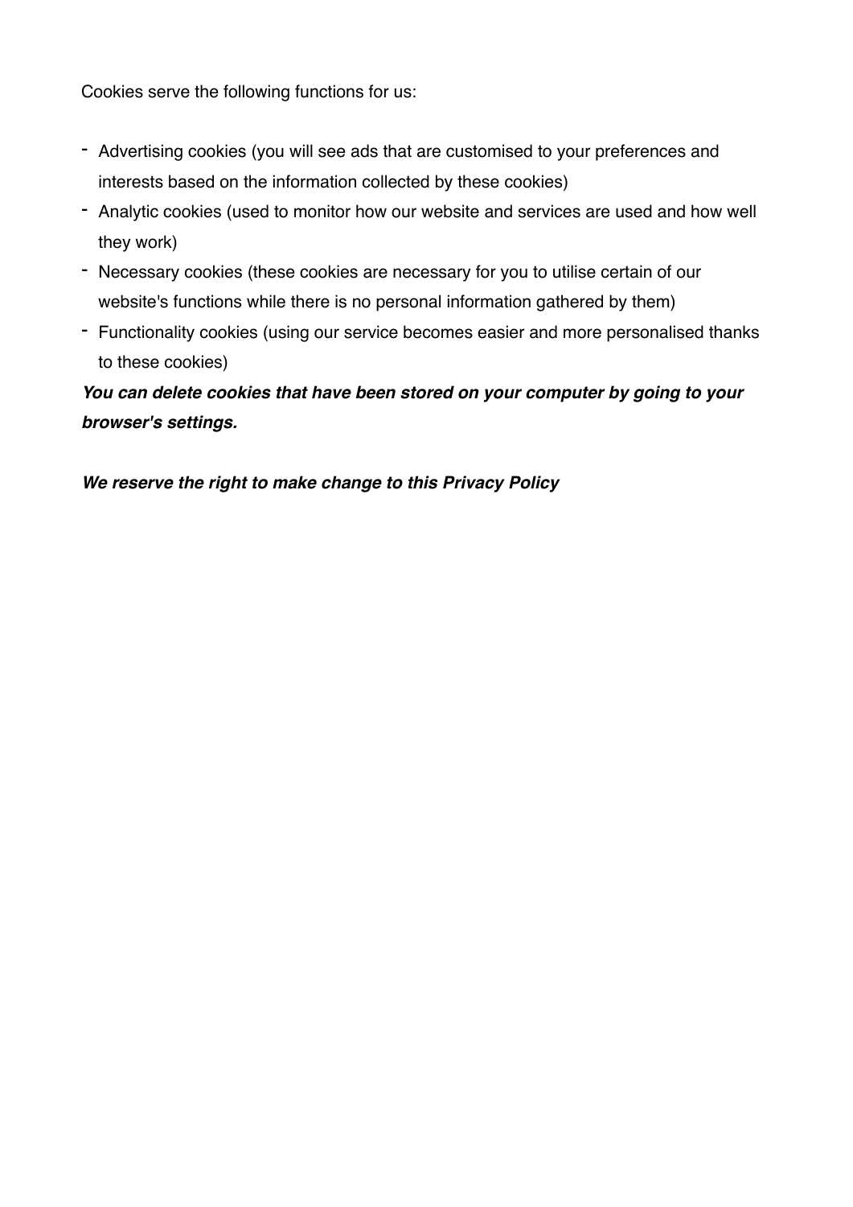Cookies serve the following functions for us:

- Advertising cookies (you will see ads that are customised to your preferences and interests based on the information collected by these cookies)
- Analytic cookies (used to monitor how our website and services are used and how well they work)
- Necessary cookies (these cookies are necessary for you to utilise certain of our website's functions while there is no personal information gathered by them)
- Functionality cookies (using our service becomes easier and more personalised thanks to these cookies)

***You can delete cookies that have been stored on your computer by going to your browser's settings.***

***We reserve the right to make change to this Privacy Policy***